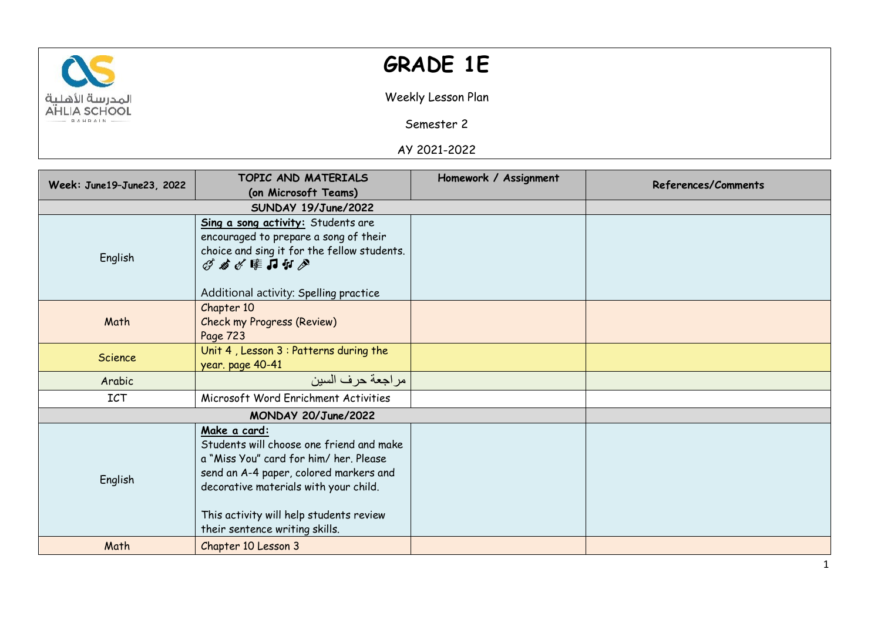# GRADE 1E

Weekly Lesson Plan

Semester 2

AY 2021-2022

| Week: June19–June23, 2022 | TOPIC AND MATERIALS (on Microsoft Teams) | Homework / Assignment | References/Comments |
|---|---|---|---|
| **SUNDAY 19/June/2022** | | | |
| English | **Sing a song activity:** Students are encouraged to prepare a song of their choice and sing it for the fellow students. 🎸🎷🎻🎼🎵🎶🎤<br><br>Additional activity: Spelling practice | | |
| Math | Chapter 10<br>Check my Progress (Review)<br>Page 723 | | |
| Science | Unit 4 , Lesson 3 : Patterns during the year. page 40-41 | | |
| Arabic | مراجعة حرف السين | | |
| ICT | Microsoft Word Enrichment Activities | | |
| **MONDAY 20/June/2022** | | | |
| English | **Make a card:**<br>Students will choose one friend and make a "Miss You" card for him/ her. Please send an A-4 paper, colored markers and decorative materials with your child.<br><br>This activity will help students review their sentence writing skills. | | |
| Math | Chapter 10 Lesson 3 | | |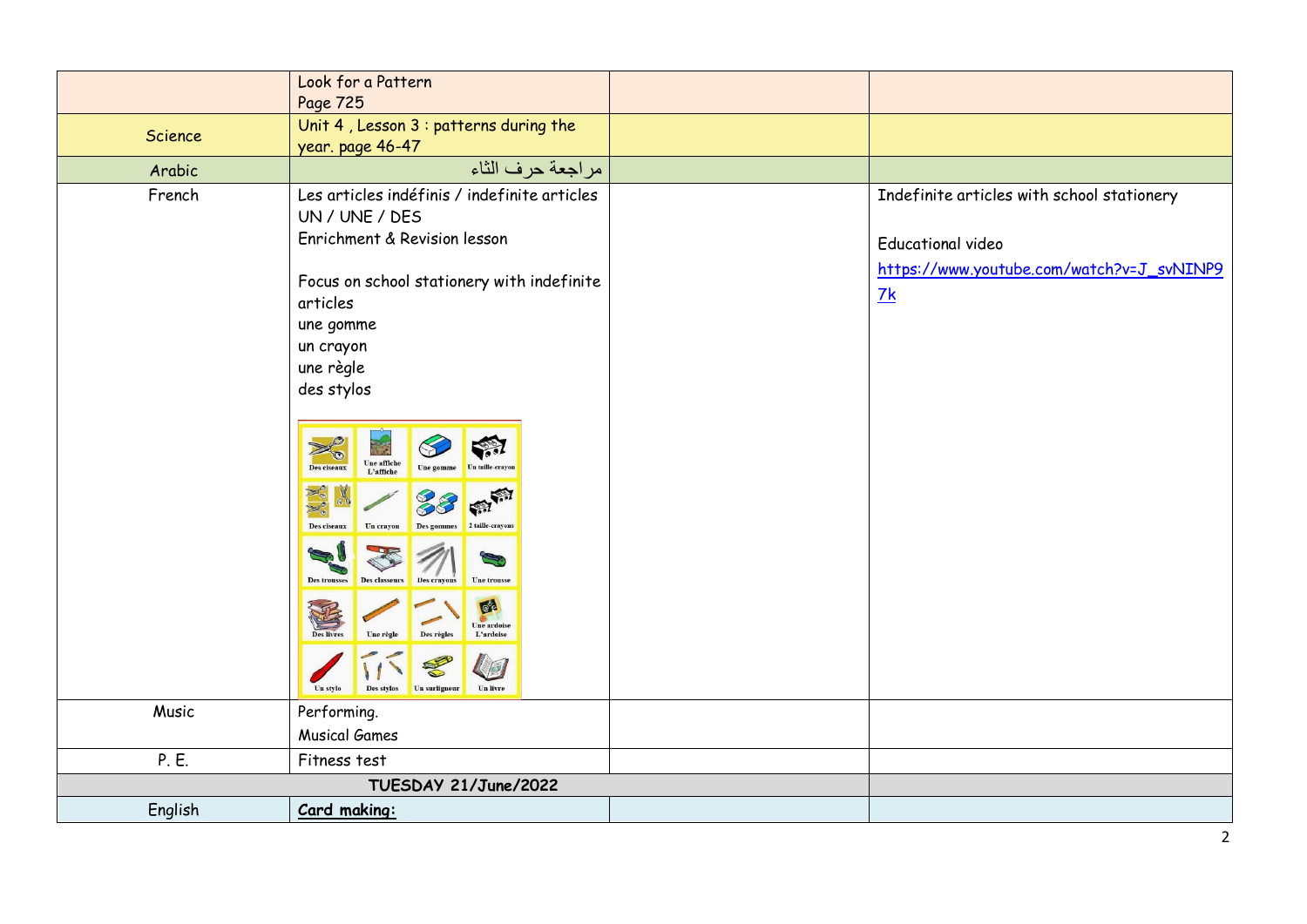| | | | |
|---|---|---|---|
| | Look for a Pattern<br>Page 725 | | |
| Science | Unit 4 , Lesson 3 : patterns during the year. page 46-47 | | |
| Arabic | مراجعة حرف الثاء | | |
| French | Les articles indéfinis / indefinite articles<br>UN / UNE / DES<br>Enrichment & Revision lesson<br><br>Focus on school stationery with indefinite articles<br>une gomme<br>un crayon<br>une règle<br>des stylos | | Indefinite articles with school stationery<br><br>Educational video<br>https://www.youtube.com/watch?v=J_svNINP97k |
| Music | Performing.<br>Musical Games | | |
| P. E. | Fitness test | | |
| **TUESDAY 21/June/2022** | | | |
| English | **Card making:** | | |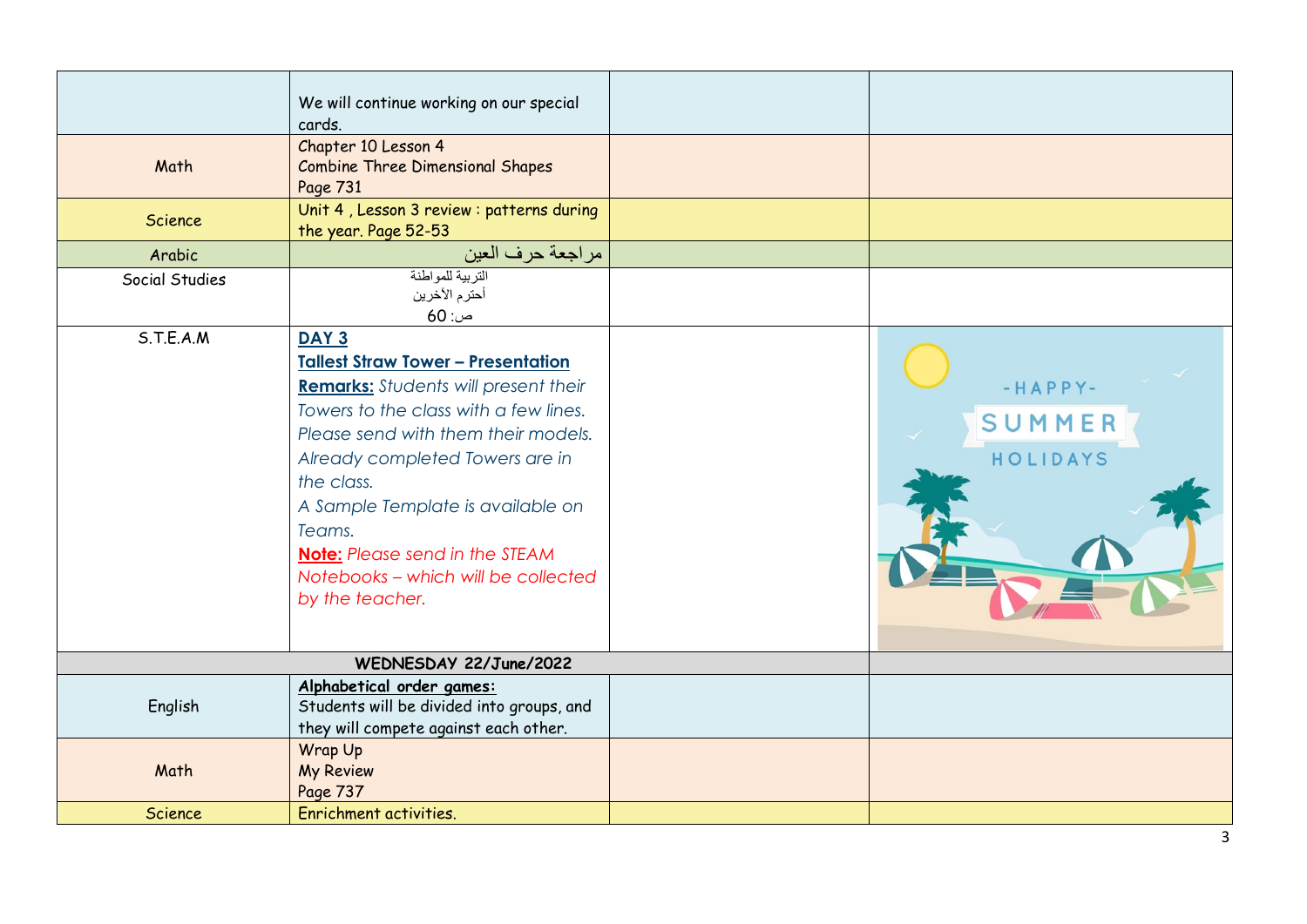| | | | |
|---|---|---|---|
| | We will continue working on our special cards. | | |
| Math | Chapter 10 Lesson 4<br>Combine Three Dimensional Shapes<br>Page 731 | | |
| Science | Unit 4 , Lesson 3 review : patterns during the year. Page 52-53 | | |
| Arabic | مراجعة حرف العين | | |
| Social Studies | التربية للمواطنة<br>أحترم الآخرين<br>ص: 60 | | |
| S.T.E.A.M | **DAY 3**<br>**Tallest Straw Tower – Presentation**<br>**Remarks:** *Students will present their Towers to the class with a few lines. Please send with them their models. Already completed Towers are in the class.*<br>*A Sample Template is available on Teams.*<br>**Note:** *Please send in the STEAM Notebooks – which will be collected by the teacher.* | | |
| **WEDNESDAY 22/June/2022** | | | |
| English | **Alphabetical order games:**<br>Students will be divided into groups, and they will compete against each other. | | |
| Math | Wrap Up<br>My Review<br>Page 737 | | |
| Science | Enrichment activities. | | |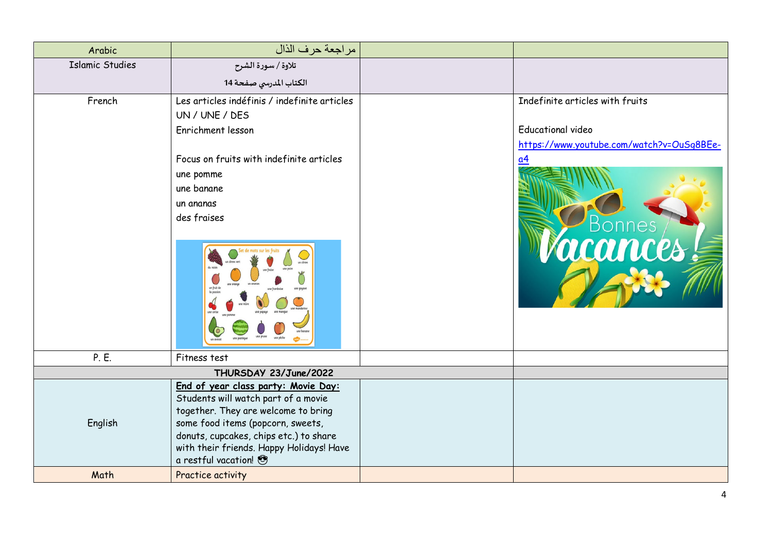| Arabic | مراجعة حرف الذال | | |
|---|---|---|---|
| Islamic Studies | تلاوة / سورة الشرح<br>الكتاب المدرسي صفحة 14 | | |
| French | Les articles indéfinis / indefinite articles<br>UN / UNE / DES<br>Enrichment lesson<br><br>Focus on fruits with indefinite articles<br>une pomme<br>une banane<br>un ananas<br>des fraises | | Indefinite articles with fruits<br><br>Educational video<br>https://www.youtube.com/watch?v=OuSg8BEe-a4 |
| P. E. | Fitness test | | |
| **THURSDAY 23/June/2022** | | | |
| English | **End of year class party: Movie Day:**<br>Students will watch part of a movie together. They are welcome to bring some food items (popcorn, sweets, donuts, cupcakes, chips etc.) to share with their friends. Happy Holidays! Have a restful vacation! 😎 | | |
| Math | Practice activity | | |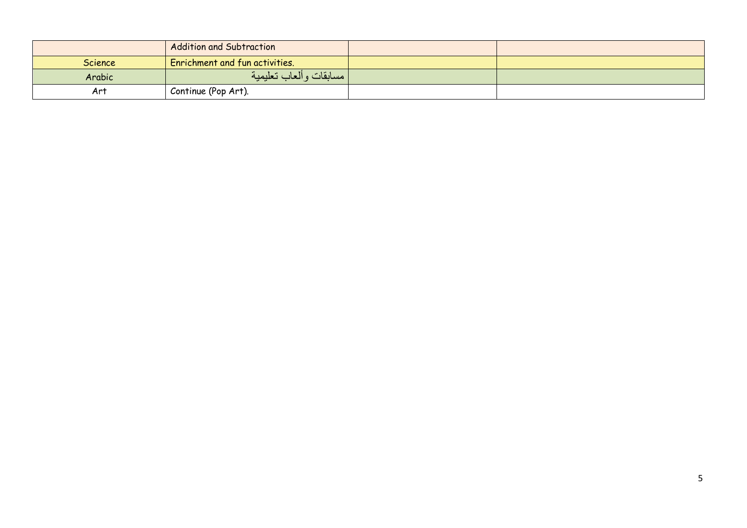| | | | |
|---|---|---|---|
| | Addition and Subtraction | | |
| Science | Enrichment and fun activities. | | |
| Arabic | مسابقات وألعاب تعليمية | | |
| Art | Continue (Pop Art). | | |